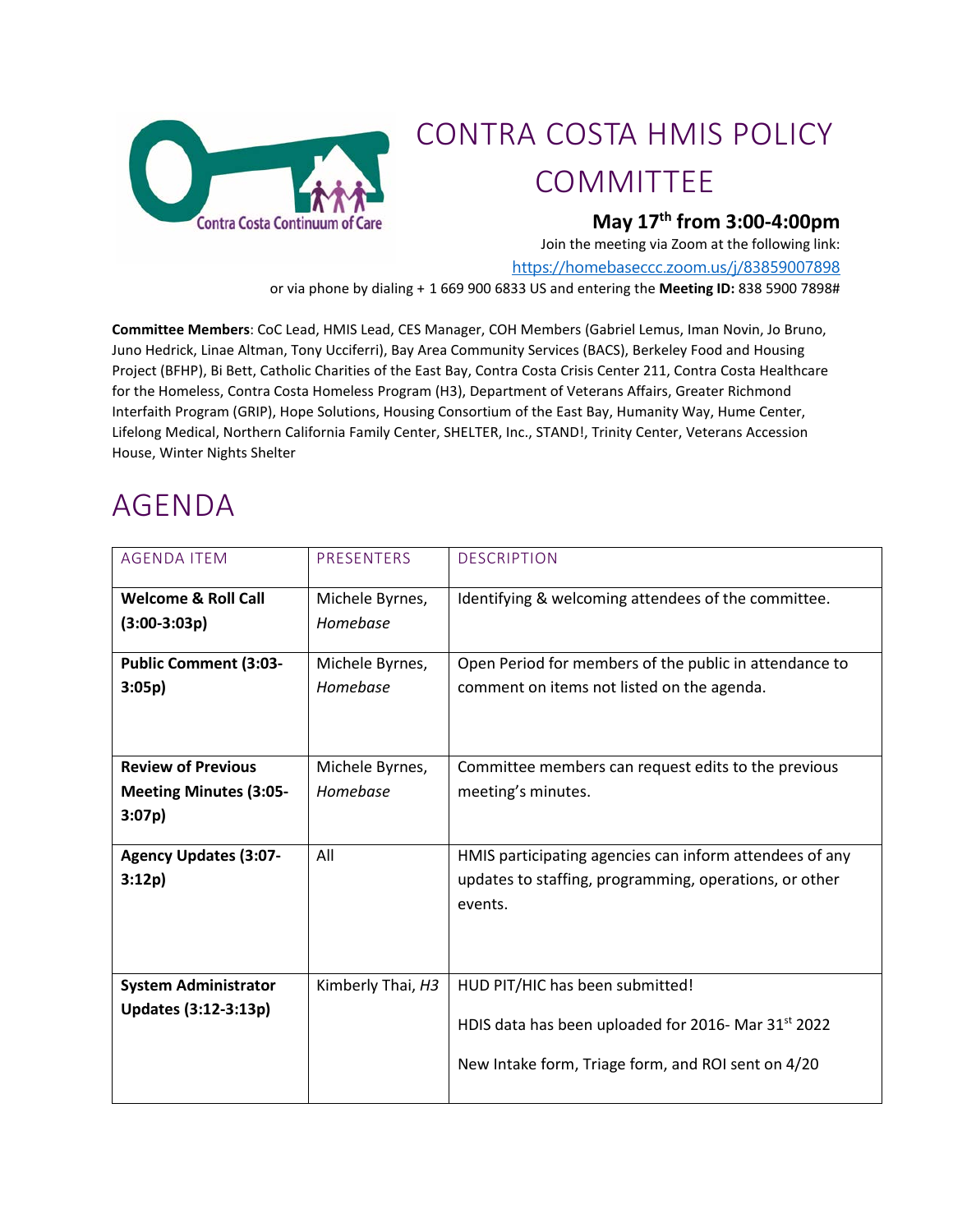# CONTRA COSTA HMIS POLICY COMMITTEE

**May 17th from 3:00-4:00pm**

Join the meeting via Zoom at the following link:
https://homebaseccc.zoom.us/j/83859007898

or via phone by dialing + 1 669 900 6833 US and entering the **Meeting ID:** 838 5900 7898#

**Committee Members**: CoC Lead, HMIS Lead, CES Manager, COH Members (Gabriel Lemus, Iman Novin, Jo Bruno, Juno Hedrick, Linae Altman, Tony Ucciferri), Bay Area Community Services (BACS), Berkeley Food and Housing Project (BFHP), Bi Bett, Catholic Charities of the East Bay, Contra Costa Crisis Center 211, Contra Costa Healthcare for the Homeless, Contra Costa Homeless Program (H3), Department of Veterans Affairs, Greater Richmond Interfaith Program (GRIP), Hope Solutions, Housing Consortium of the East Bay, Humanity Way, Hume Center, Lifelong Medical, Northern California Family Center, SHELTER, Inc., STAND!, Trinity Center, Veterans Accession House, Winter Nights Shelter

## AGENDA

| AGENDA ITEM | PRESENTERS | DESCRIPTION |
|---|---|---|
| **Welcome & Roll Call (3:00-3:03p)** | Michele Byrnes, *Homebase* | Identifying & welcoming attendees of the committee. |
| **Public Comment (3:03-3:05p)** | Michele Byrnes, *Homebase* | Open Period for members of the public in attendance to comment on items not listed on the agenda. |
| **Review of Previous Meeting Minutes (3:05-3:07p)** | Michele Byrnes, *Homebase* | Committee members can request edits to the previous meeting's minutes. |
| **Agency Updates (3:07-3:12p)** | All | HMIS participating agencies can inform attendees of any updates to staffing, programming, operations, or other events. |
| **System Administrator Updates (3:12-3:13p)** | Kimberly Thai, *H3* | HUD PIT/HIC has been submitted!<br><br>HDIS data has been uploaded for 2016- Mar 31st 2022<br><br>New Intake form, Triage form, and ROI sent on 4/20 |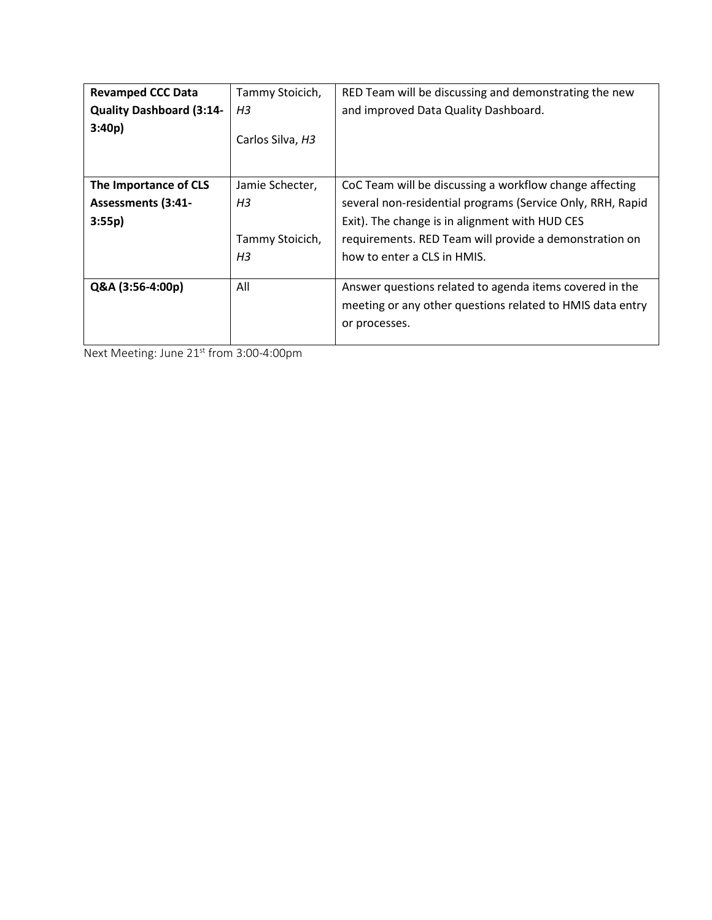| | | |
|---|---|---|
| **Revamped CCC Data Quality Dashboard (3:14-3:40p)** | Tammy Stoicich, *H3*<br><br>Carlos Silva, *H3* | RED Team will be discussing and demonstrating the new and improved Data Quality Dashboard. |
| **The Importance of CLS Assessments (3:41-3:55p)** | Jamie Schecter, *H3*<br><br>Tammy Stoicich, *H3* | CoC Team will be discussing a workflow change affecting several non-residential programs (Service Only, RRH, Rapid Exit). The change is in alignment with HUD CES requirements. RED Team will provide a demonstration on how to enter a CLS in HMIS. |
| **Q&A (3:56-4:00p)** | All | Answer questions related to agenda items covered in the meeting or any other questions related to HMIS data entry or processes. |

Next Meeting: June 21st from 3:00-4:00pm